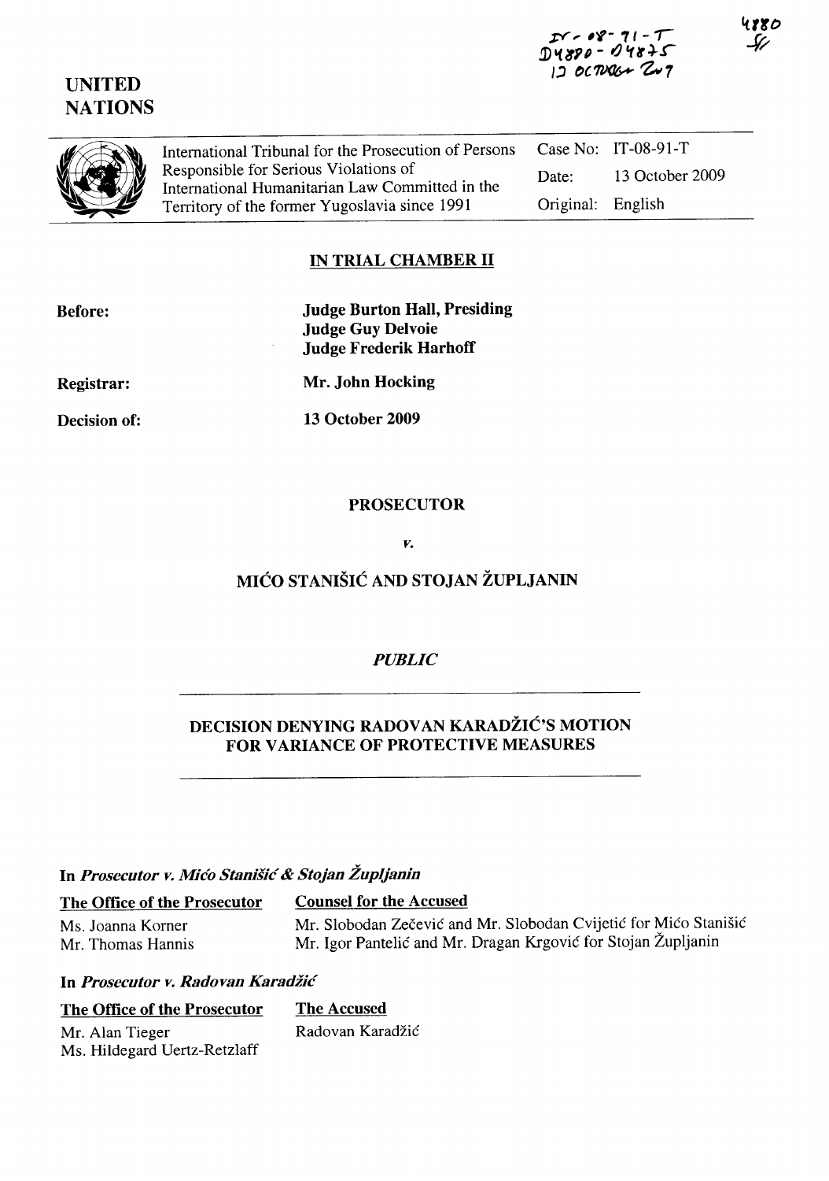IT-08-91-T
D4880 - D4875
13 OCTOBER 2009

4880

UNITED NATIONS

| International Tribunal for the Prosecution of Persons Responsible for Serious Violations of International Humanitarian Law Committed in the Territory of the former Yugoslavia since 1991 | Case No: | IT-08-91-T |
|---|---|---|
| | Date: | 13 October 2009 |
| | Original: | English |

## IN TRIAL CHAMBER II

**Before:** **Judge Burton Hall, Presiding**
**Judge Guy Delvoie**
**Judge Frederik Harhoff**

**Registrar:** **Mr. John Hocking**

**Decision of:** **13 October 2009**

## PROSECUTOR

*v.*

## MIĆO STANIŠIĆ AND STOJAN ŽUPLJANIN

*PUBLIC*

## DECISION DENYING RADOVAN KARADŽIĆ'S MOTION FOR VARIANCE OF PROTECTIVE MEASURES

**In *Prosecutor v. Mićo Stanišić & Stojan Župljanin***

| **The Office of the Prosecutor** | **Counsel for the Accused** |
|---|---|
| Ms. Joanna Korner | Mr. Slobodan Zečević and Mr. Slobodan Cvijetić for Mićo Stanišić |
| Mr. Thomas Hannis | Mr. Igor Pantelić and Mr. Dragan Krgović for Stojan Župljanin |

**In *Prosecutor v. Radovan Karadžić***

| **The Office of the Prosecutor** | **The Accused** |
|---|---|
| Mr. Alan Tieger | Radovan Karadžić |
| Ms. Hildegard Uertz-Retzlaff | |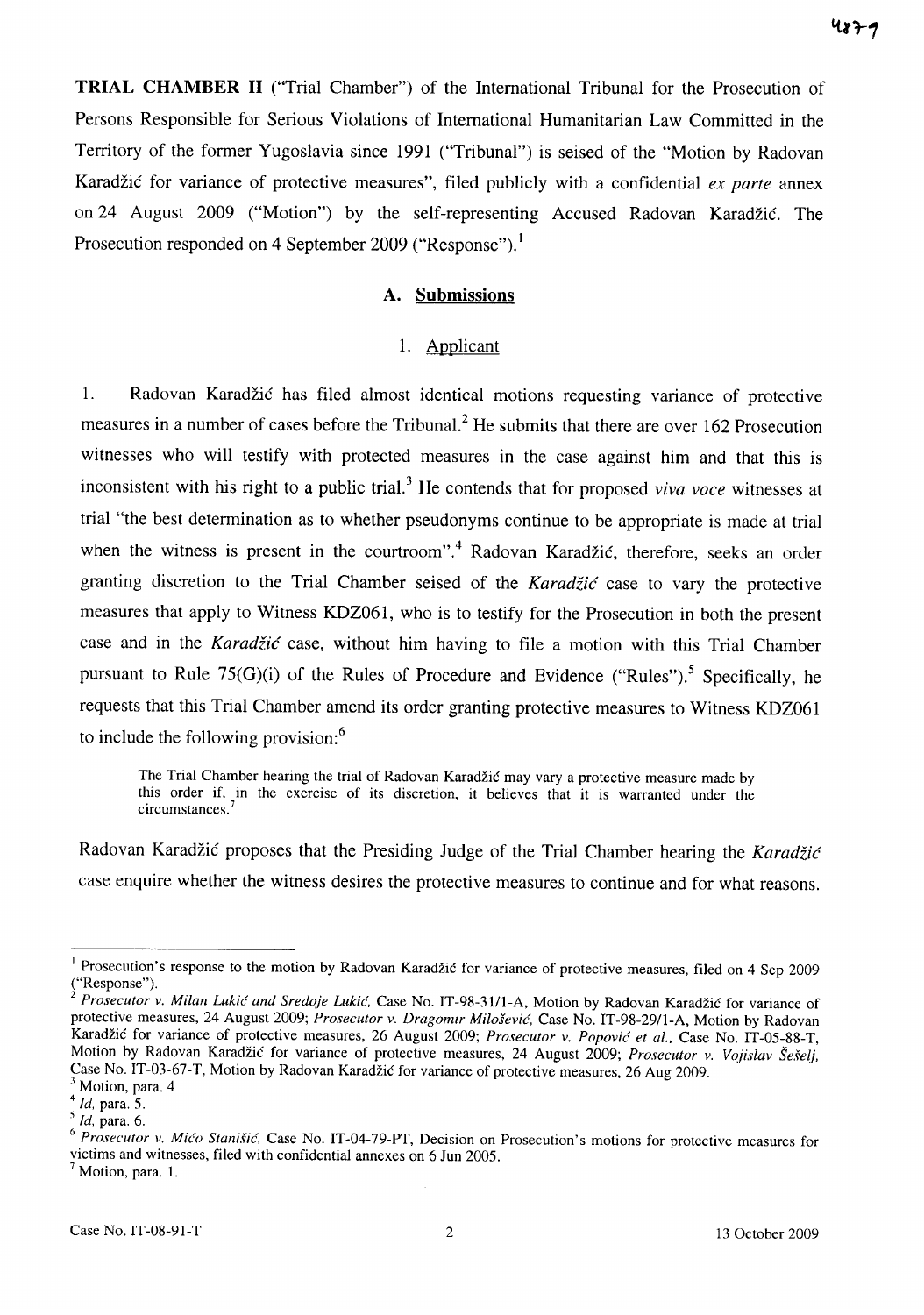**TRIAL CHAMBER II** ("Trial Chamber") of the International Tribunal for the Prosecution of Persons Responsible for Serious Violations of International Humanitarian Law Committed in the Territory of the former Yugoslavia since 1991 ("Tribunal") is seised of the "Motion by Radovan Karadžić for variance of protective measures", filed publicly with a confidential *ex parte* annex on 24 August 2009 ("Motion") by the self-representing Accused Radovan Karadžić. The Prosecution responded on 4 September 2009 ("Response").[1]

## A. Submissions

### 1. Applicant

1. Radovan Karadžić has filed almost identical motions requesting variance of protective measures in a number of cases before the Tribunal.[2] He submits that there are over 162 Prosecution witnesses who will testify with protected measures in the case against him and that this is inconsistent with his right to a public trial.[3] He contends that for proposed *viva voce* witnesses at trial "the best determination as to whether pseudonyms continue to be appropriate is made at trial when the witness is present in the courtroom".[4] Radovan Karadžić, therefore, seeks an order granting discretion to the Trial Chamber seised of the *Karadžić* case to vary the protective measures that apply to Witness KDZ061, who is to testify for the Prosecution in both the present case and in the *Karadžić* case, without him having to file a motion with this Trial Chamber pursuant to Rule 75(G)(i) of the Rules of Procedure and Evidence ("Rules").[5] Specifically, he requests that this Trial Chamber amend its order granting protective measures to Witness KDZ061 to include the following provision:[6]

> The Trial Chamber hearing the trial of Radovan Karadžić may vary a protective measure made by this order if, in the exercise of its discretion, it believes that it is warranted under the circumstances.[7]

Radovan Karadžić proposes that the Presiding Judge of the Trial Chamber hearing the *Karadžić* case enquire whether the witness desires the protective measures to continue and for what reasons.

---

[1] Prosecution's response to the motion by Radovan Karadžić for variance of protective measures, filed on 4 Sep 2009 ("Response").

[2] *Prosecutor v. Milan Lukić and Sredoje Lukić*, Case No. IT-98-31/1-A, Motion by Radovan Karadžić for variance of protective measures, 24 August 2009; *Prosecutor v. Dragomir Milošević*, Case No. IT-98-29/1-A, Motion by Radovan Karadžić for variance of protective measures, 26 August 2009; *Prosecutor v. Popović et al.*, Case No. IT-05-88-T, Motion by Radovan Karadžić for variance of protective measures, 24 August 2009; *Prosecutor v. Vojislav Šešelj*, Case No. IT-03-67-T, Motion by Radovan Karadžić for variance of protective measures, 26 Aug 2009.

[3] Motion, para. 4

[4] *Id*, para. 5.

[5] *Id*, para. 6.

[6] *Prosecutor v. Mićo Stanišić*, Case No. IT-04-79-PT, Decision on Prosecution's motions for protective measures for victims and witnesses, filed with confidential annexes on 6 Jun 2005.

[7] Motion, para. 1.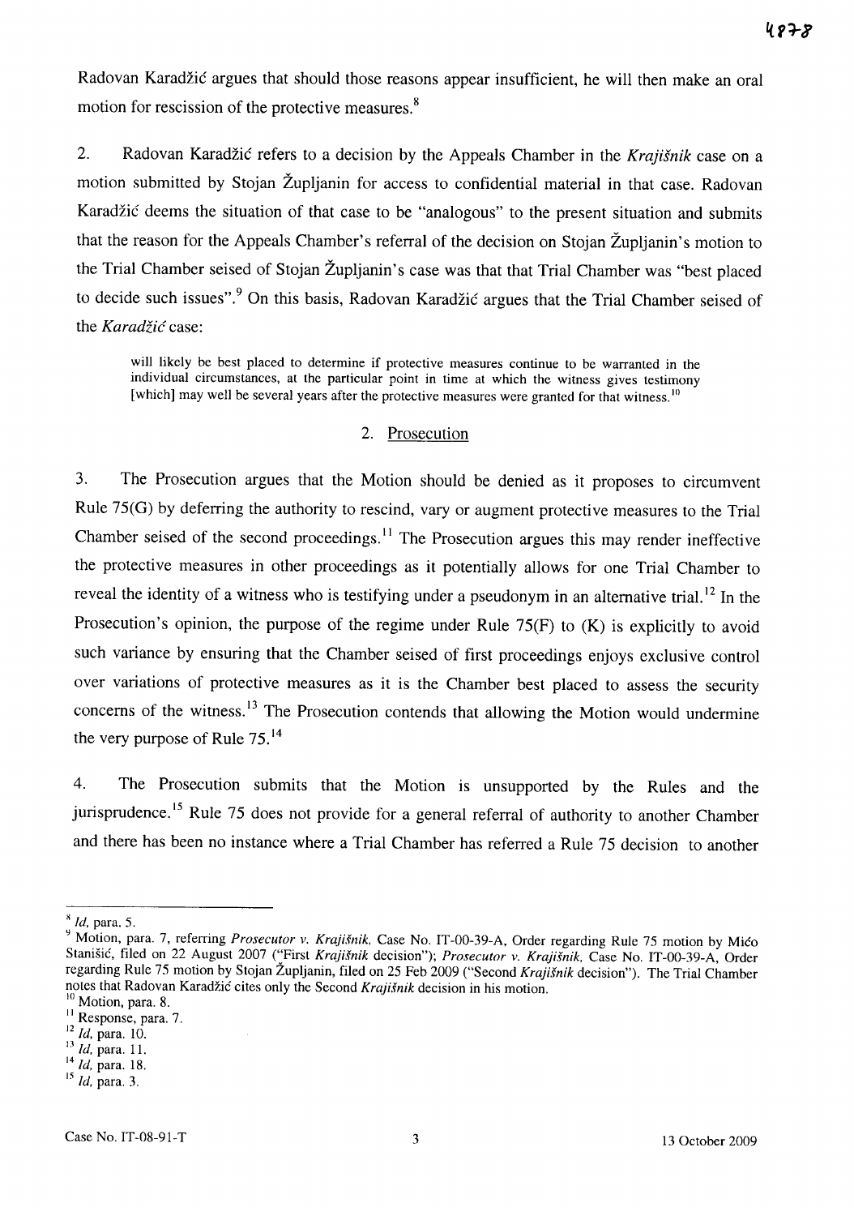Radovan Karadžić argues that should those reasons appear insufficient, he will then make an oral motion for rescission of the protective measures.[8]

2. Radovan Karadžić refers to a decision by the Appeals Chamber in the *Krajišnik* case on a motion submitted by Stojan Župljanin for access to confidential material in that case. Radovan Karadžić deems the situation of that case to be "analogous" to the present situation and submits that the reason for the Appeals Chamber's referral of the decision on Stojan Župljanin's motion to the Trial Chamber seised of Stojan Župljanin's case was that that Trial Chamber was "best placed to decide such issues".[9] On this basis, Radovan Karadžić argues that the Trial Chamber seised of the *Karadžić* case:

> will likely be best placed to determine if protective measures continue to be warranted in the individual circumstances, at the particular point in time at which the witness gives testimony [which] may well be several years after the protective measures were granted for that witness.[10]

### 2. Prosecution

3. The Prosecution argues that the Motion should be denied as it proposes to circumvent Rule 75(G) by deferring the authority to rescind, vary or augment protective measures to the Trial Chamber seised of the second proceedings.[11] The Prosecution argues this may render ineffective the protective measures in other proceedings as it potentially allows for one Trial Chamber to reveal the identity of a witness who is testifying under a pseudonym in an alternative trial.[12] In the Prosecution's opinion, the purpose of the regime under Rule 75(F) to (K) is explicitly to avoid such variance by ensuring that the Chamber seised of first proceedings enjoys exclusive control over variations of protective measures as it is the Chamber best placed to assess the security concerns of the witness.[13] The Prosecution contends that allowing the Motion would undermine the very purpose of Rule 75.[14]

4. The Prosecution submits that the Motion is unsupported by the Rules and the jurisprudence.[15] Rule 75 does not provide for a general referral of authority to another Chamber and there has been no instance where a Trial Chamber has referred a Rule 75 decision to another

---

[8] *Id*, para. 5.

[9] Motion, para. 7, referring *Prosecutor v. Krajišnik*, Case No. IT-00-39-A, Order regarding Rule 75 motion by Mićo Stanišić, filed on 22 August 2007 ("First *Krajišnik* decision"); *Prosecutor v. Krajišnik*, Case No. IT-00-39-A, Order regarding Rule 75 motion by Stojan Župljanin, filed on 25 Feb 2009 ("Second *Krajišnik* decision"). The Trial Chamber notes that Radovan Karadžić cites only the Second *Krajišnik* decision in his motion.

[10] Motion, para. 8.

[11] Response, para. 7.

[12] *Id*, para. 10.

[13] *Id*, para. 11.

[14] *Id*, para. 18.

[15] *Id*, para. 3.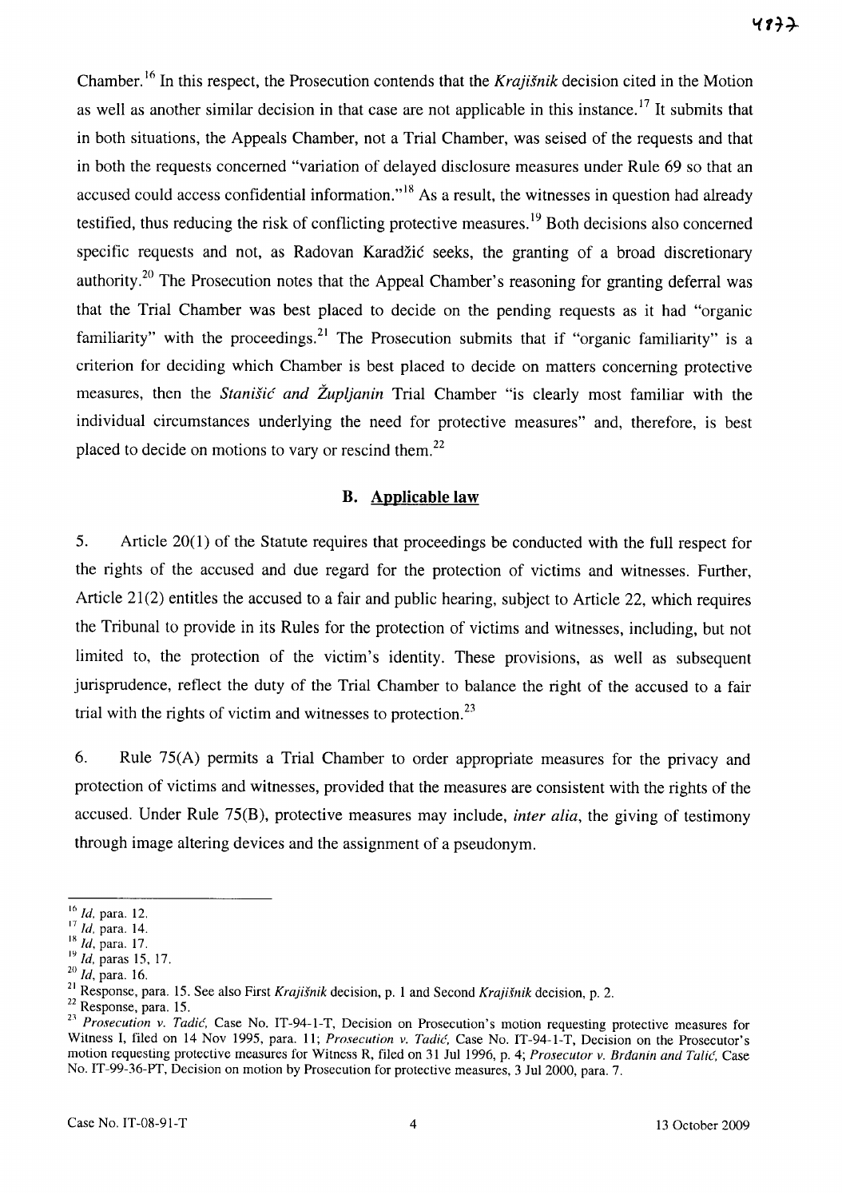Chamber.[16] In this respect, the Prosecution contends that the *Krajišnik* decision cited in the Motion as well as another similar decision in that case are not applicable in this instance.[17] It submits that in both situations, the Appeals Chamber, not a Trial Chamber, was seised of the requests and that in both the requests concerned "variation of delayed disclosure measures under Rule 69 so that an accused could access confidential information."[18] As a result, the witnesses in question had already testified, thus reducing the risk of conflicting protective measures.[19] Both decisions also concerned specific requests and not, as Radovan Karadžić seeks, the granting of a broad discretionary authority.[20] The Prosecution notes that the Appeal Chamber's reasoning for granting deferral was that the Trial Chamber was best placed to decide on the pending requests as it had "organic familiarity" with the proceedings.[21] The Prosecution submits that if "organic familiarity" is a criterion for deciding which Chamber is best placed to decide on matters concerning protective measures, then the *Stanišić and Župljanin* Trial Chamber "is clearly most familiar with the individual circumstances underlying the need for protective measures" and, therefore, is best placed to decide on motions to vary or rescind them.[22]

## B. Applicable law

5. Article 20(1) of the Statute requires that proceedings be conducted with the full respect for the rights of the accused and due regard for the protection of victims and witnesses. Further, Article 21(2) entitles the accused to a fair and public hearing, subject to Article 22, which requires the Tribunal to provide in its Rules for the protection of victims and witnesses, including, but not limited to, the protection of the victim's identity. These provisions, as well as subsequent jurisprudence, reflect the duty of the Trial Chamber to balance the right of the accused to a fair trial with the rights of victim and witnesses to protection.[23]

6. Rule 75(A) permits a Trial Chamber to order appropriate measures for the privacy and protection of victims and witnesses, provided that the measures are consistent with the rights of the accused. Under Rule 75(B), protective measures may include, *inter alia*, the giving of testimony through image altering devices and the assignment of a pseudonym.

---

[16] *Id*, para. 12.

[17] *Id*, para. 14.

[18] *Id*, para. 17.

[19] *Id*, paras 15, 17.

[20] *Id*, para. 16.

[21] Response, para. 15. See also First *Krajišnik* decision, p. 1 and Second *Krajišnik* decision, p. 2.

[22] Response, para. 15.

[23] *Prosecution v. Tadić*, Case No. IT-94-1-T, Decision on Prosecution's motion requesting protective measures for Witness I, filed on 14 Nov 1995, para. 11; *Prosecution v. Tadić*, Case No. IT-94-1-T, Decision on the Prosecutor's motion requesting protective measures for Witness R, filed on 31 Jul 1996, p. 4; *Prosecutor v. Brđanin and Talić*, Case No. IT-99-36-PT, Decision on motion by Prosecution for protective measures, 3 Jul 2000, para. 7.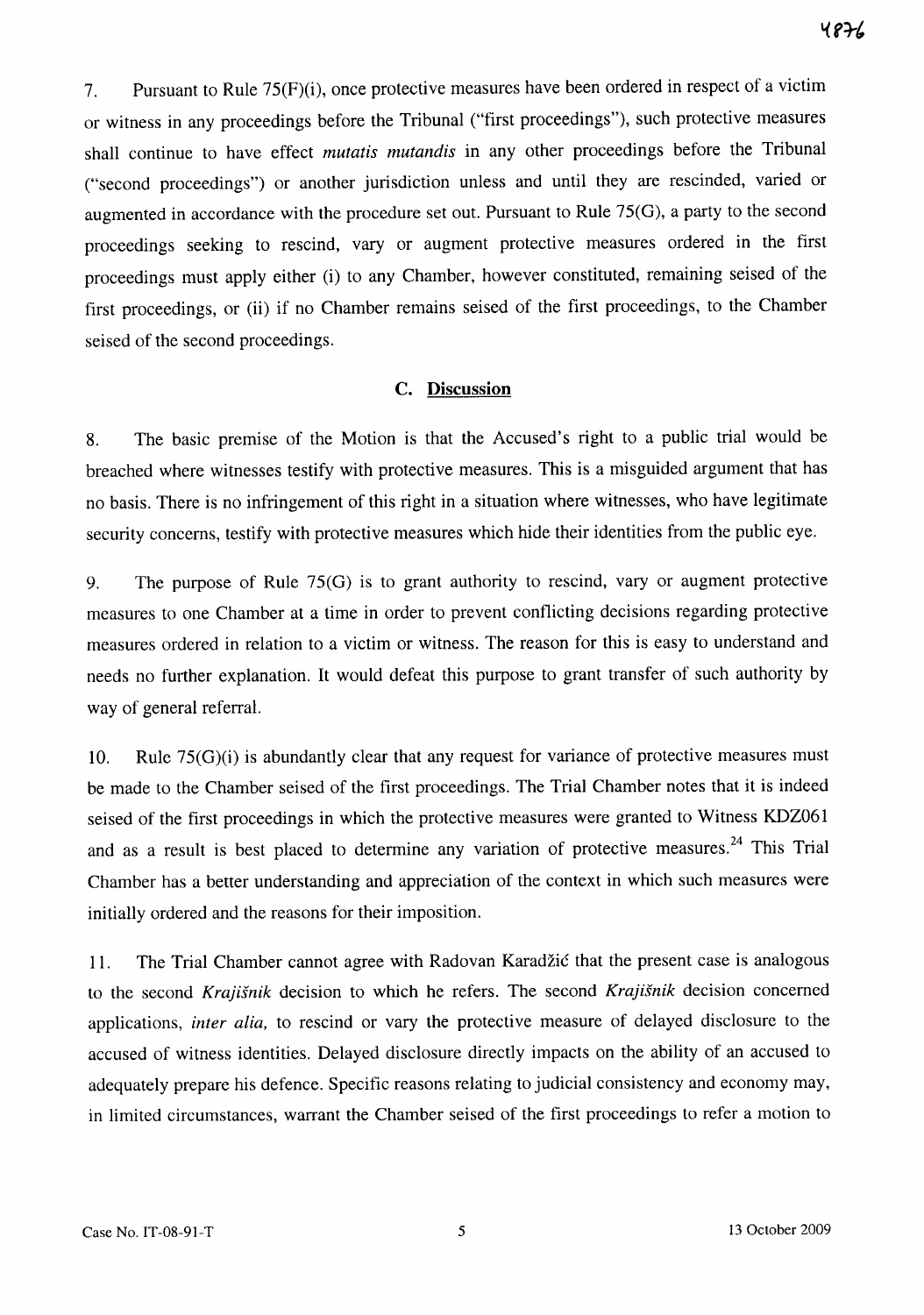7. Pursuant to Rule 75(F)(i), once protective measures have been ordered in respect of a victim or witness in any proceedings before the Tribunal ("first proceedings"), such protective measures shall continue to have effect *mutatis mutandis* in any other proceedings before the Tribunal ("second proceedings") or another jurisdiction unless and until they are rescinded, varied or augmented in accordance with the procedure set out. Pursuant to Rule 75(G), a party to the second proceedings seeking to rescind, vary or augment protective measures ordered in the first proceedings must apply either (i) to any Chamber, however constituted, remaining seised of the first proceedings, or (ii) if no Chamber remains seised of the first proceedings, to the Chamber seised of the second proceedings.

### C. Discussion

8. The basic premise of the Motion is that the Accused's right to a public trial would be breached where witnesses testify with protective measures. This is a misguided argument that has no basis. There is no infringement of this right in a situation where witnesses, who have legitimate security concerns, testify with protective measures which hide their identities from the public eye.

9. The purpose of Rule 75(G) is to grant authority to rescind, vary or augment protective measures to one Chamber at a time in order to prevent conflicting decisions regarding protective measures ordered in relation to a victim or witness. The reason for this is easy to understand and needs no further explanation. It would defeat this purpose to grant transfer of such authority by way of general referral.

10. Rule 75(G)(i) is abundantly clear that any request for variance of protective measures must be made to the Chamber seised of the first proceedings. The Trial Chamber notes that it is indeed seised of the first proceedings in which the protective measures were granted to Witness KDZ061 and as a result is best placed to determine any variation of protective measures.[24] This Trial Chamber has a better understanding and appreciation of the context in which such measures were initially ordered and the reasons for their imposition.

11. The Trial Chamber cannot agree with Radovan Karadžić that the present case is analogous to the second *Krajišnik* decision to which he refers. The second *Krajišnik* decision concerned applications, *inter alia,* to rescind or vary the protective measure of delayed disclosure to the accused of witness identities. Delayed disclosure directly impacts on the ability of an accused to adequately prepare his defence. Specific reasons relating to judicial consistency and economy may, in limited circumstances, warrant the Chamber seised of the first proceedings to refer a motion to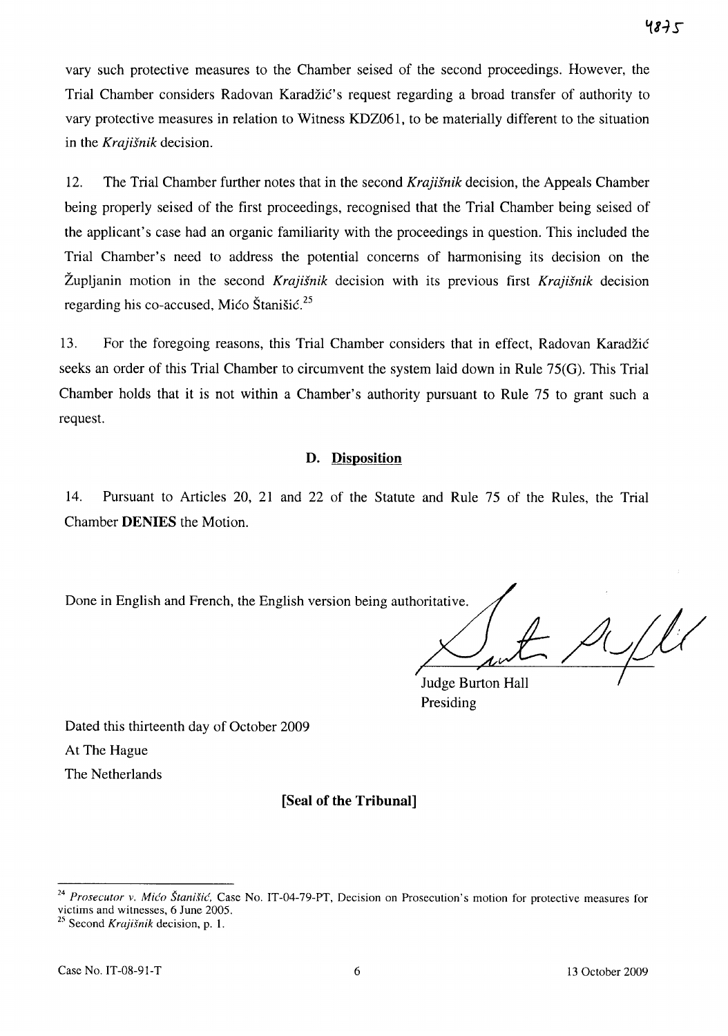vary such protective measures to the Chamber seised of the second proceedings. However, the Trial Chamber considers Radovan Karadžić's request regarding a broad transfer of authority to vary protective measures in relation to Witness KDZ061, to be materially different to the situation in the *Krajišnik* decision.

12. The Trial Chamber further notes that in the second *Krajišnik* decision, the Appeals Chamber being properly seised of the first proceedings, recognised that the Trial Chamber being seised of the applicant's case had an organic familiarity with the proceedings in question. This included the Trial Chamber's need to address the potential concerns of harmonising its decision on the Župljanin motion in the second *Krajišnik* decision with its previous first *Krajišnik* decision regarding his co-accused, Mićo Stanišić.[25]

13. For the foregoing reasons, this Trial Chamber considers that in effect, Radovan Karadžić seeks an order of this Trial Chamber to circumvent the system laid down in Rule 75(G). This Trial Chamber holds that it is not within a Chamber's authority pursuant to Rule 75 to grant such a request.

### D. Disposition

14. Pursuant to Articles 20, 21 and 22 of the Statute and Rule 75 of the Rules, the Trial Chamber **DENIES** the Motion.

Done in English and French, the English version being authoritative.

Judge Burton Hall
Presiding

Dated this thirteenth day of October 2009
At The Hague
The Netherlands

**[Seal of the Tribunal]**

---

[24] *Prosecutor v. Mićo Stanišić*, Case No. IT-04-79-PT, Decision on Prosecution's motion for protective measures for victims and witnesses, 6 June 2005.

[25] Second *Krajišnik* decision, p. 1.